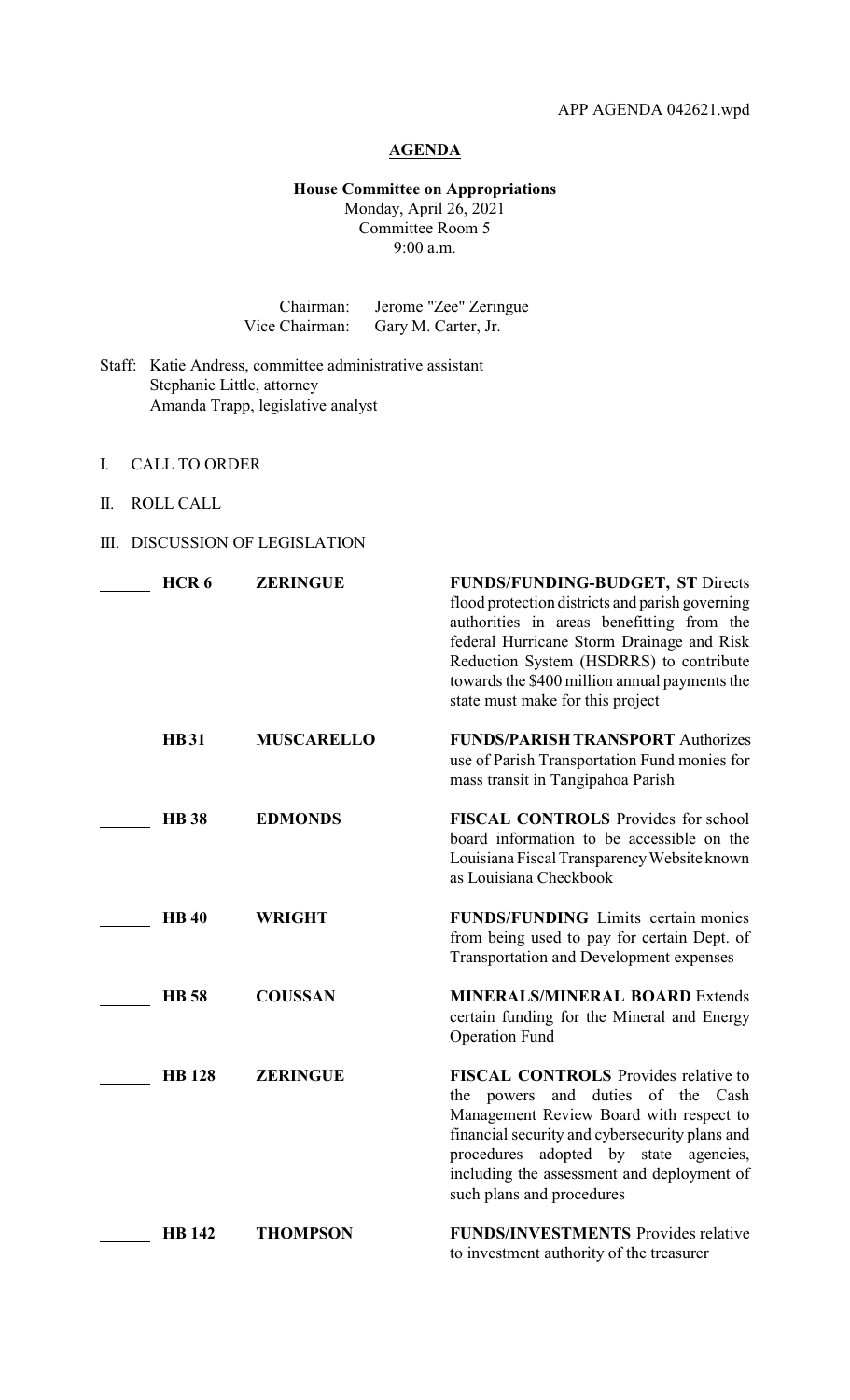APP AGENDA 042621.wpd

# AGENDA

**House Committee on Appropriations**
Monday, April 26, 2021
Committee Room 5
9:00 a.m.

Chairman: Jerome "Zee" Zeringue
Vice Chairman: Gary M. Carter, Jr.

Staff: Katie Andress, committee administrative assistant
Stephanie Little, attorney
Amanda Trapp, legislative analyst

I. CALL TO ORDER

II. ROLL CALL

III. DISCUSSION OF LEGISLATION

| | Bill | Author | Description |
|---|---|---|---|
| ______ | **HCR 6** | **ZERINGUE** | **FUNDS/FUNDING-BUDGET, ST** Directs flood protection districts and parish governing authorities in areas benefitting from the federal Hurricane Storm Drainage and Risk Reduction System (HSDRRS) to contribute towards the $400 million annual payments the state must make for this project |
| ______ | **HB 31** | **MUSCARELLO** | **FUNDS/PARISH TRANSPORT** Authorizes use of Parish Transportation Fund monies for mass transit in Tangipahoa Parish |
| ______ | **HB 38** | **EDMONDS** | **FISCAL CONTROLS** Provides for school board information to be accessible on the Louisiana Fiscal Transparency Website known as Louisiana Checkbook |
| ______ | **HB 40** | **WRIGHT** | **FUNDS/FUNDING** Limits certain monies from being used to pay for certain Dept. of Transportation and Development expenses |
| ______ | **HB 58** | **COUSSAN** | **MINERALS/MINERAL BOARD** Extends certain funding for the Mineral and Energy Operation Fund |
| ______ | **HB 128** | **ZERINGUE** | **FISCAL CONTROLS** Provides relative to the powers and duties of the Cash Management Review Board with respect to financial security and cybersecurity plans and procedures adopted by state agencies, including the assessment and deployment of such plans and procedures |
| ______ | **HB 142** | **THOMPSON** | **FUNDS/INVESTMENTS** Provides relative to investment authority of the treasurer |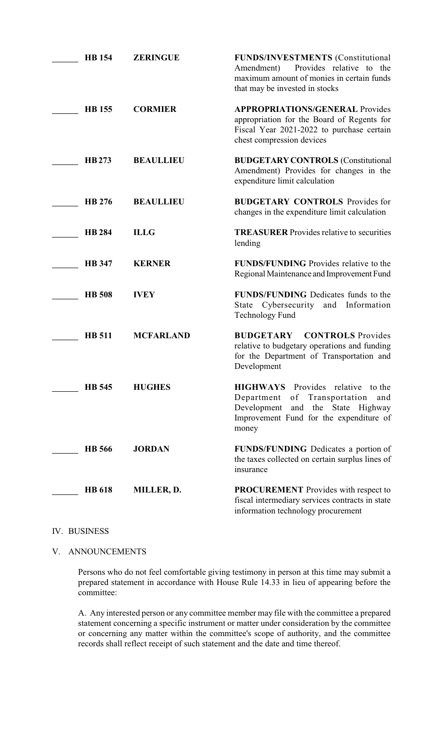| | Bill | Author | Description |
|---|---|---|---|
| ______ | **HB 154** | **ZERINGUE** | **FUNDS/INVESTMENTS** (Constitutional Amendment) Provides relative to the maximum amount of monies in certain funds that may be invested in stocks |
| ______ | **HB 155** | **CORMIER** | **APPROPRIATIONS/GENERAL** Provides appropriation for the Board of Regents for Fiscal Year 2021-2022 to purchase certain chest compression devices |
| ______ | **HB 273** | **BEAULLIEU** | **BUDGETARY CONTROLS** (Constitutional Amendment) Provides for changes in the expenditure limit calculation |
| ______ | **HB 276** | **BEAULLIEU** | **BUDGETARY CONTROLS** Provides for changes in the expenditure limit calculation |
| ______ | **HB 284** | **ILLG** | **TREASURER** Provides relative to securities lending |
| ______ | **HB 347** | **KERNER** | **FUNDS/FUNDING** Provides relative to the Regional Maintenance and Improvement Fund |
| ______ | **HB 508** | **IVEY** | **FUNDS/FUNDING** Dedicates funds to the State Cybersecurity and Information Technology Fund |
| ______ | **HB 511** | **MCFARLAND** | **BUDGETARY CONTROLS** Provides relative to budgetary operations and funding for the Department of Transportation and Development |
| ______ | **HB 545** | **HUGHES** | **HIGHWAYS** Provides relative to the Department of Transportation and Development and the State Highway Improvement Fund for the expenditure of money |
| ______ | **HB 566** | **JORDAN** | **FUNDS/FUNDING** Dedicates a portion of the taxes collected on certain surplus lines of insurance |
| ______ | **HB 618** | **MILLER, D.** | **PROCUREMENT** Provides with respect to fiscal intermediary services contracts in state information technology procurement |

IV. BUSINESS

V. ANNOUNCEMENTS

Persons who do not feel comfortable giving testimony in person at this time may submit a prepared statement in accordance with House Rule 14.33 in lieu of appearing before the committee:

A. Any interested person or any committee member may file with the committee a prepared statement concerning a specific instrument or matter under consideration by the committee or concerning any matter within the committee's scope of authority, and the committee records shall reflect receipt of such statement and the date and time thereof.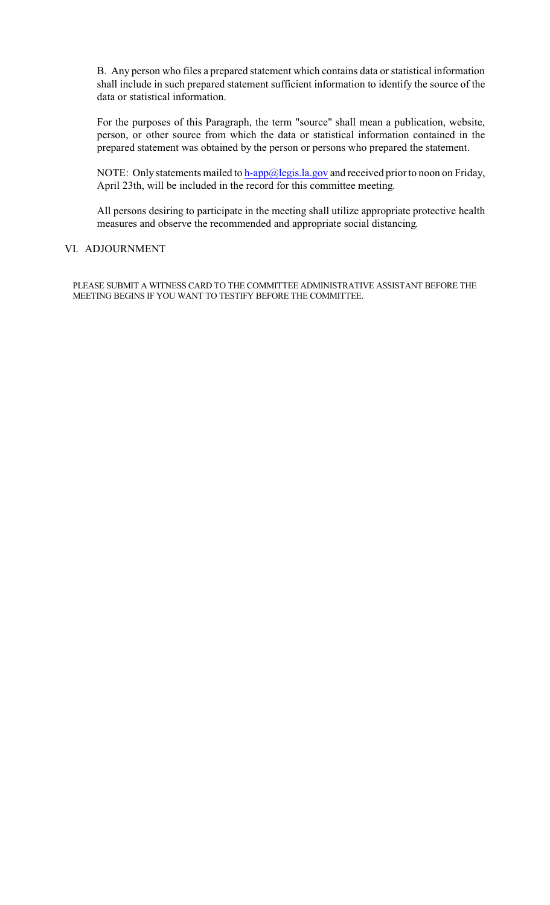B. Any person who files a prepared statement which contains data or statistical information shall include in such prepared statement sufficient information to identify the source of the data or statistical information.

For the purposes of this Paragraph, the term "source" shall mean a publication, website, person, or other source from which the data or statistical information contained in the prepared statement was obtained by the person or persons who prepared the statement.

NOTE: Only statements mailed to h-app@legis.la.gov and received prior to noon on Friday, April 23th, will be included in the record for this committee meeting.

All persons desiring to participate in the meeting shall utilize appropriate protective health measures and observe the recommended and appropriate social distancing.

## VI. ADJOURNMENT

PLEASE SUBMIT A WITNESS CARD TO THE COMMITTEE ADMINISTRATIVE ASSISTANT BEFORE THE MEETING BEGINS IF YOU WANT TO TESTIFY BEFORE THE COMMITTEE.